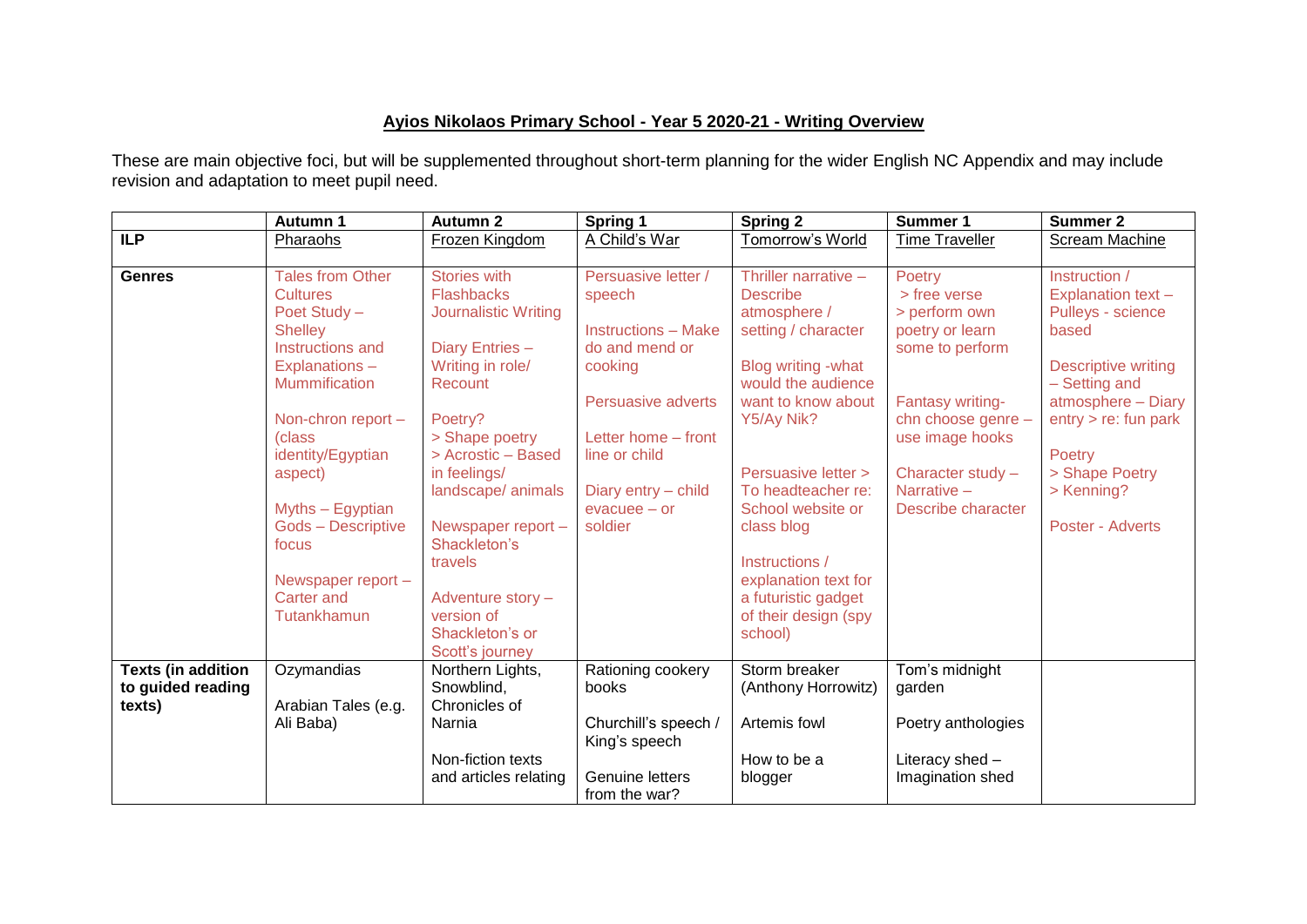# Ayios Nikolaos Primary School - Year 5 2020-21 - Writing Overview

These are main objective foci, but will be supplemented throughout short-term planning for the wider English NC Appendix and may include revision and adaptation to meet pupil need.

| | Autumn 1 | Autumn 2 | Spring 1 | Spring 2 | Summer 1 | Summer 2 |
|---|---|---|---|---|---|---|
| **ILP** | Pharaohs | Frozen Kingdom | A Child's War | Tomorrow's World | Time Traveller | Scream Machine |
| **Genres** | Tales from Other Cultures<br>Poet Study – Shelley<br>Instructions and Explanations – Mummification<br><br>Non-chron report – (class identity/Egyptian aspect)<br><br>Myths – Egyptian Gods – Descriptive focus<br><br>Newspaper report – Carter and Tutankhamun | Stories with Flashbacks<br>Journalistic Writing<br><br>Diary Entries – Writing in role/ Recount<br><br>Poetry?<br>> Shape poetry<br>> Acrostic – Based in feelings/ landscape/ animals<br><br>Newspaper report – Shackleton's travels<br><br>Adventure story – version of Shackleton's or Scott's journey | Persuasive letter / speech<br><br>Instructions – Make do and mend or cooking<br><br>Persuasive adverts<br><br>Letter home – front line or child<br><br>Diary entry – child evacuee – or soldier | Thriller narrative – Describe atmosphere / setting / character<br><br>Blog writing -what would the audience want to know about Y5/Ay Nik?<br><br>Persuasive letter > To headteacher re: School website or class blog<br><br>Instructions / explanation text for a futuristic gadget of their design (spy school) | Poetry<br>> free verse<br>> perform own poetry or learn some to perform<br><br>Fantasy writing-chn choose genre – use image hooks<br><br>Character study – Narrative – Describe character | Instruction / Explanation text – Pulleys - science based<br><br>Descriptive writing – Setting and atmosphere – Diary entry > re: fun park<br><br>Poetry<br>> Shape Poetry<br>> Kenning?<br><br>Poster - Adverts |
| **Texts (in addition to guided reading texts)** | Ozymandias<br><br>Arabian Tales (e.g. Ali Baba) | Northern Lights, Snowblind, Chronicles of Narnia<br><br>Non-fiction texts and articles relating | Rationing cookery books<br><br>Churchill's speech / King's speech<br><br>Genuine letters from the war? | Storm breaker (Anthony Horrowitz)<br><br>Artemis fowl<br><br>How to be a blogger | Tom's midnight garden<br><br>Poetry anthologies<br><br>Literacy shed – Imagination shed | |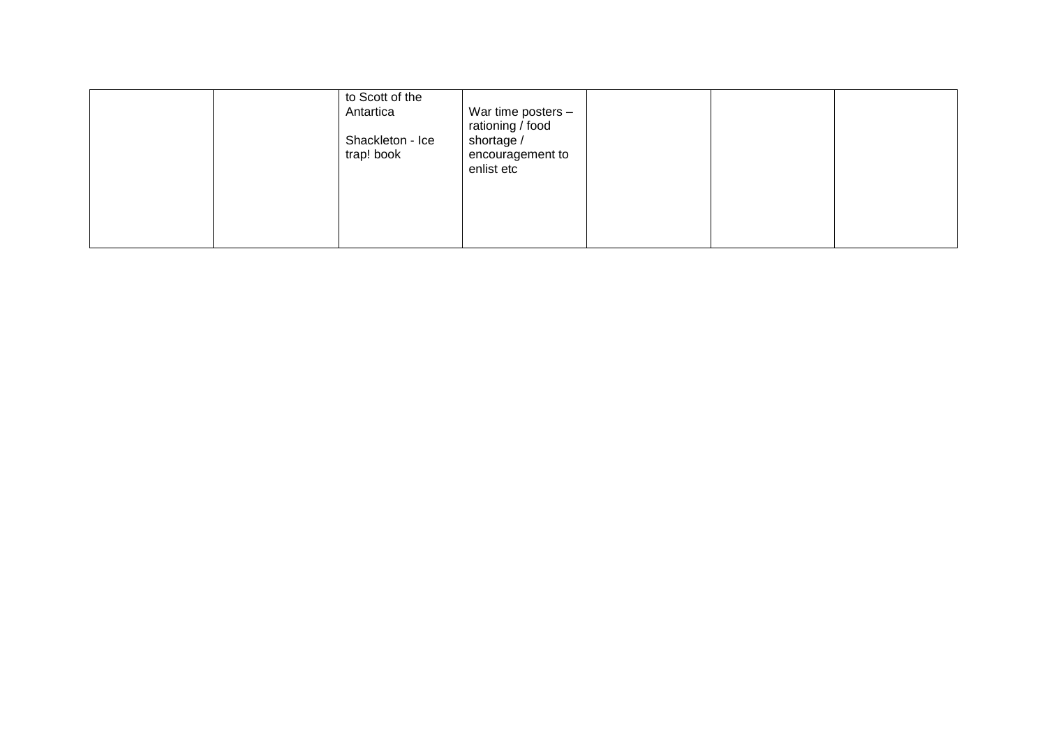| | | | | | | |
|---|---|---|---|---|---|---|
| | | to Scott of the Antartica<br><br>Shackleton - Ice trap! book | War time posters – rationing / food shortage / encouragement to enlist etc | | | |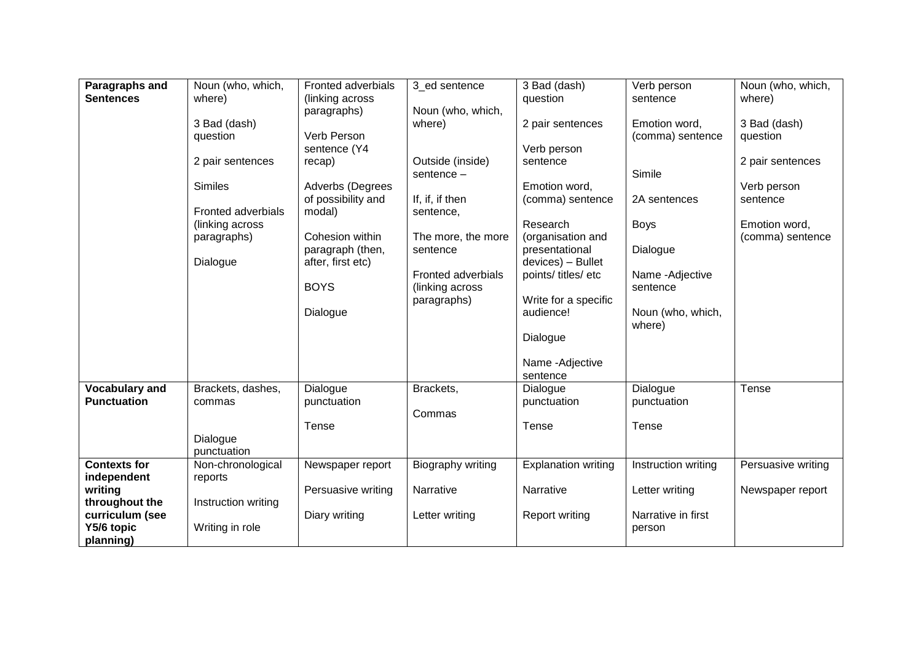| Paragraphs and Sentences | Noun (who, which, where)<br><br>3 Bad (dash) question<br><br>2 pair sentences<br><br>Similes<br><br>Fronted adverbials (linking across paragraphs)<br><br>Dialogue | Fronted adverbials (linking across paragraphs)<br><br>Verb Person sentence (Y4 recap)<br><br>Adverbs (Degrees of possibility and modal)<br><br>Cohesion within paragraph (then, after, first etc)<br><br>BOYS<br><br>Dialogue | 3_ed sentence<br><br>Noun (who, which, where)<br><br>Outside (inside) sentence –<br><br>If, if, if then sentence,<br><br>The more, the more sentence<br><br>Fronted adverbials (linking across paragraphs) | 3 Bad (dash) question<br><br>2 pair sentences<br><br>Verb person sentence<br><br>Emotion word, (comma) sentence<br><br>Research (organisation and presentational devices) – Bullet points/ titles/ etc<br><br>Write for a specific audience!<br><br>Dialogue<br><br>Name -Adjective sentence | Verb person sentence<br><br>Emotion word, (comma) sentence<br><br>Simile<br><br>2A sentences<br><br>Boys<br><br>Dialogue<br><br>Name -Adjective sentence<br><br>Noun (who, which, where) | Noun (who, which, where)<br><br>3 Bad (dash) question<br><br>2 pair sentences<br><br>Verb person sentence<br><br>Emotion word, (comma) sentence |
|---|---|---|---|---|---|---|
| **Vocabulary and Punctuation** | Brackets, dashes, commas<br><br>Dialogue punctuation | Dialogue punctuation<br><br>Tense | Brackets,<br><br>Commas | Dialogue punctuation<br><br>Tense | Dialogue punctuation<br><br>Tense | Tense |
| **Contexts for independent writing throughout the curriculum (see Y5/6 topic planning)** | Non-chronological reports<br><br>Instruction writing<br><br>Writing in role | Newspaper report<br><br>Persuasive writing<br><br>Diary writing | Biography writing<br><br>Narrative<br><br>Letter writing | Explanation writing<br><br>Narrative<br><br>Report writing | Instruction writing<br><br>Letter writing<br><br>Narrative in first person | Persuasive writing<br><br>Newspaper report |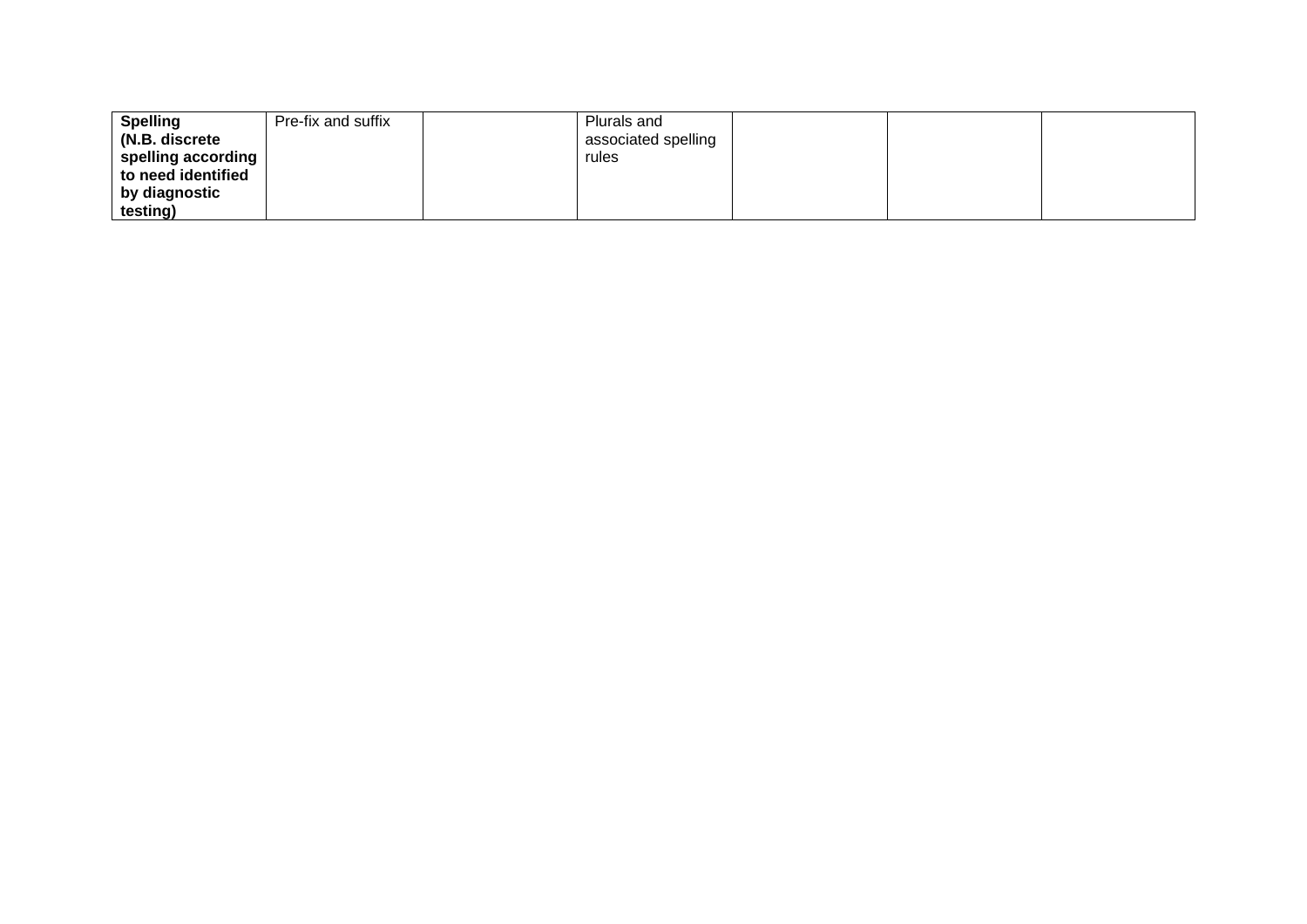| | | | | | | |
|---|---|---|---|---|---|---|
| **Spelling (N.B. discrete spelling according to need identified by diagnostic testing)** | Pre-fix and suffix | | Plurals and associated spelling rules | | | |